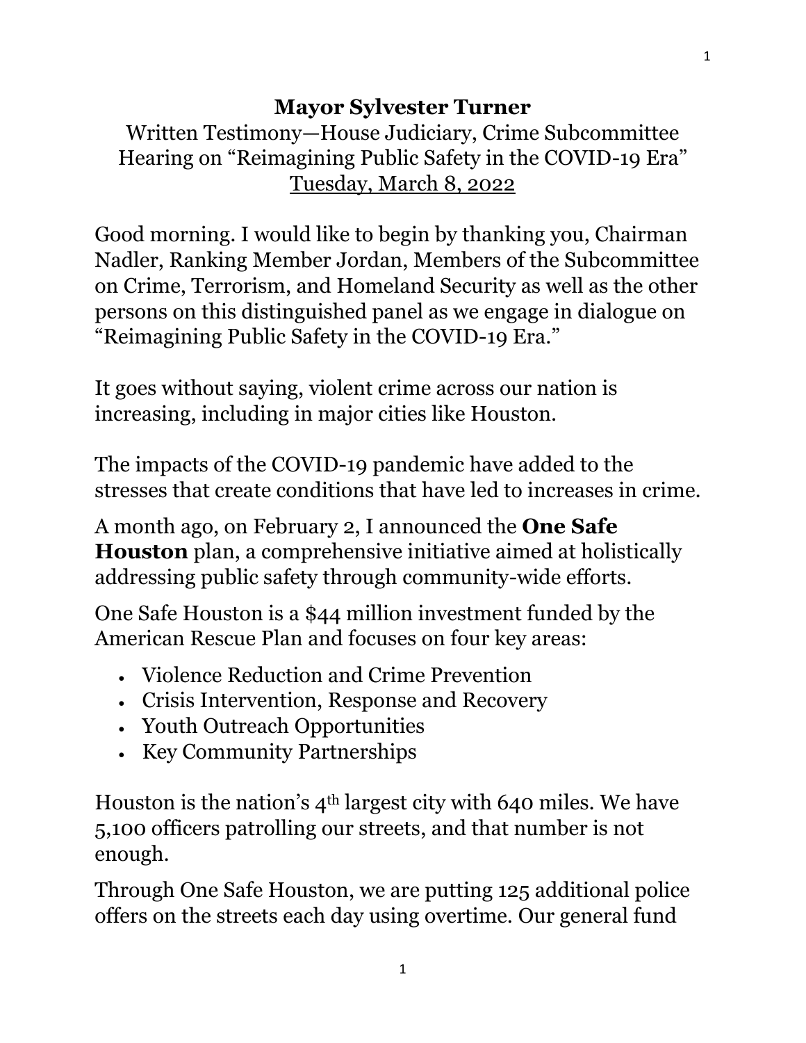# Mayor Sylvester Turner

Written Testimony—House Judiciary, Crime Subcommittee
Hearing on "Reimagining Public Safety in the COVID-19 Era"
Tuesday, March 8, 2022

Good morning. I would like to begin by thanking you, Chairman Nadler, Ranking Member Jordan, Members of the Subcommittee on Crime, Terrorism, and Homeland Security as well as the other persons on this distinguished panel as we engage in dialogue on "Reimagining Public Safety in the COVID-19 Era."

It goes without saying, violent crime across our nation is increasing, including in major cities like Houston.

The impacts of the COVID-19 pandemic have added to the stresses that create conditions that have led to increases in crime.

A month ago, on February 2, I announced the **One Safe Houston** plan, a comprehensive initiative aimed at holistically addressing public safety through community-wide efforts.

One Safe Houston is a $44 million investment funded by the American Rescue Plan and focuses on four key areas:

- Violence Reduction and Crime Prevention
- Crisis Intervention, Response and Recovery
- Youth Outreach Opportunities
- Key Community Partnerships

Houston is the nation's 4th largest city with 640 miles. We have 5,100 officers patrolling our streets, and that number is not enough.

Through One Safe Houston, we are putting 125 additional police offers on the streets each day using overtime. Our general fund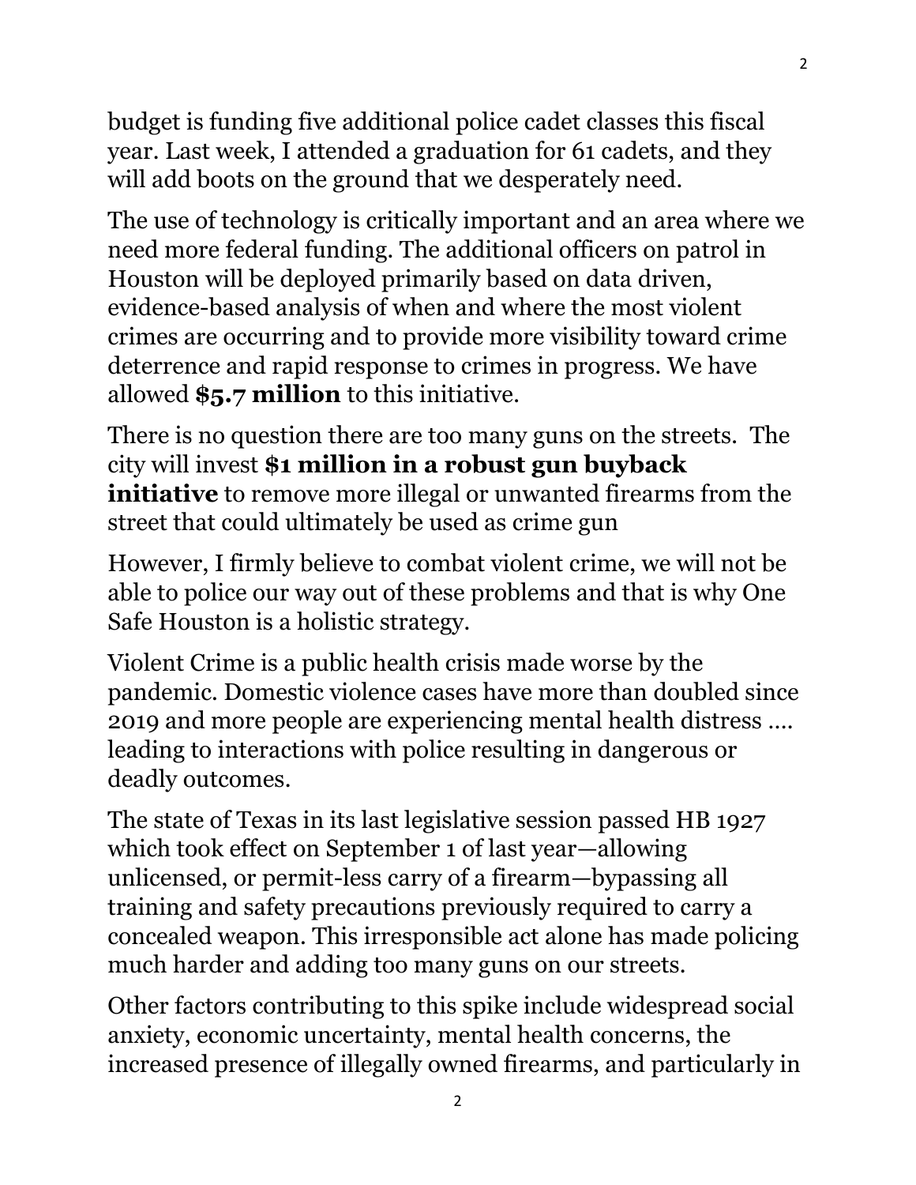budget is funding five additional police cadet classes this fiscal year. Last week, I attended a graduation for 61 cadets, and they will add boots on the ground that we desperately need.

The use of technology is critically important and an area where we need more federal funding. The additional officers on patrol in Houston will be deployed primarily based on data driven, evidence-based analysis of when and where the most violent crimes are occurring and to provide more visibility toward crime deterrence and rapid response to crimes in progress. We have allowed **$5.7 million** to this initiative.

There is no question there are too many guns on the streets. The city will invest **$1 million in a robust gun buyback initiative** to remove more illegal or unwanted firearms from the street that could ultimately be used as crime gun

However, I firmly believe to combat violent crime, we will not be able to police our way out of these problems and that is why One Safe Houston is a holistic strategy.

Violent Crime is a public health crisis made worse by the pandemic. Domestic violence cases have more than doubled since 2019 and more people are experiencing mental health distress …. leading to interactions with police resulting in dangerous or deadly outcomes.

The state of Texas in its last legislative session passed HB 1927 which took effect on September 1 of last year—allowing unlicensed, or permit-less carry of a firearm—bypassing all training and safety precautions previously required to carry a concealed weapon. This irresponsible act alone has made policing much harder and adding too many guns on our streets.

Other factors contributing to this spike include widespread social anxiety, economic uncertainty, mental health concerns, the increased presence of illegally owned firearms, and particularly in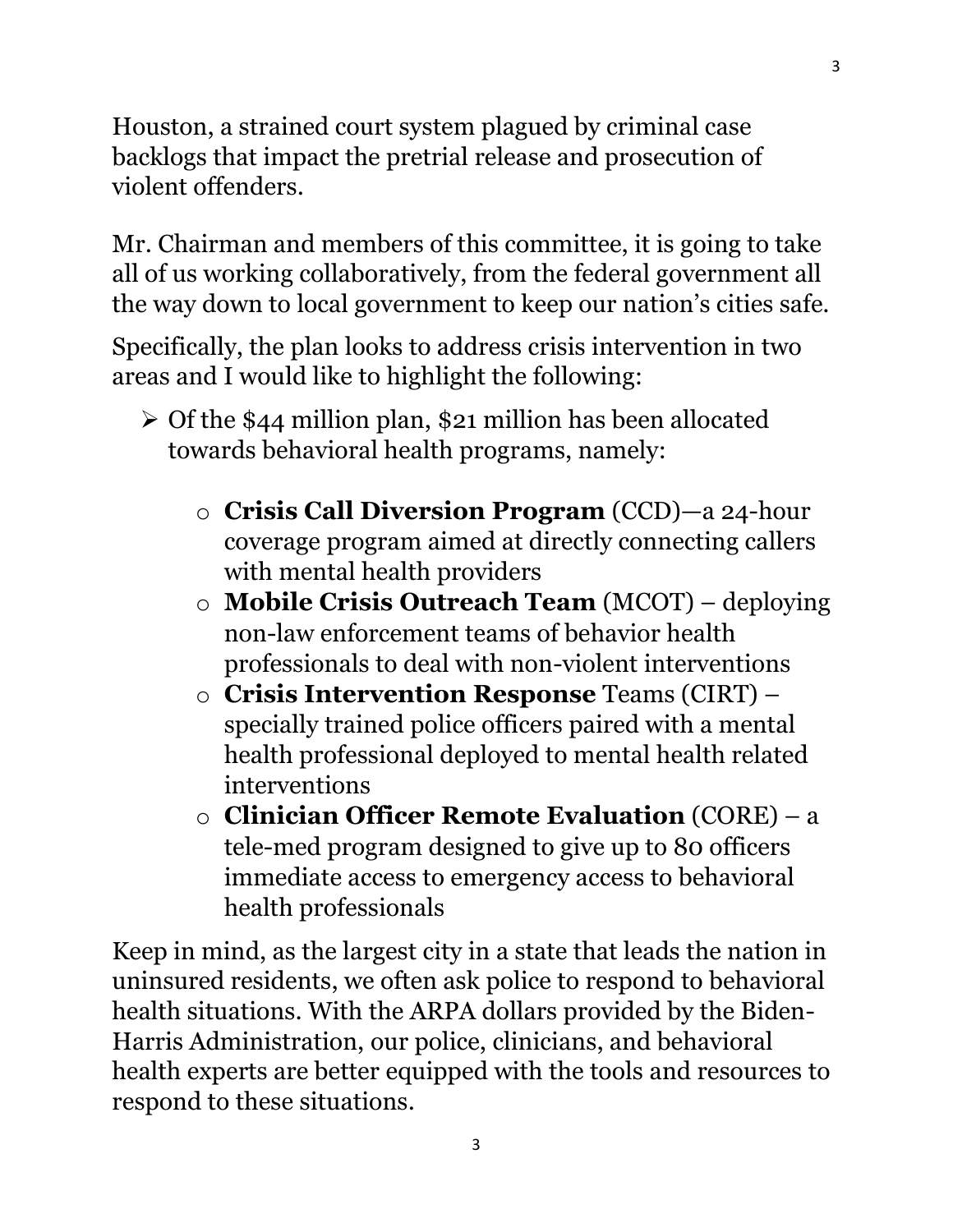Houston, a strained court system plagued by criminal case backlogs that impact the pretrial release and prosecution of violent offenders.

Mr. Chairman and members of this committee, it is going to take all of us working collaboratively, from the federal government all the way down to local government to keep our nation's cities safe.

Specifically, the plan looks to address crisis intervention in two areas and I would like to highlight the following:

- Of the $44 million plan, $21 million has been allocated towards behavioral health programs, namely:
  - **Crisis Call Diversion Program** (CCD)—a 24-hour coverage program aimed at directly connecting callers with mental health providers
  - **Mobile Crisis Outreach Team** (MCOT) – deploying non-law enforcement teams of behavior health professionals to deal with non-violent interventions
  - **Crisis Intervention Response** Teams (CIRT) – specially trained police officers paired with a mental health professional deployed to mental health related interventions
  - **Clinician Officer Remote Evaluation** (CORE) – a tele-med program designed to give up to 80 officers immediate access to emergency access to behavioral health professionals

Keep in mind, as the largest city in a state that leads the nation in uninsured residents, we often ask police to respond to behavioral health situations. With the ARPA dollars provided by the Biden-Harris Administration, our police, clinicians, and behavioral health experts are better equipped with the tools and resources to respond to these situations.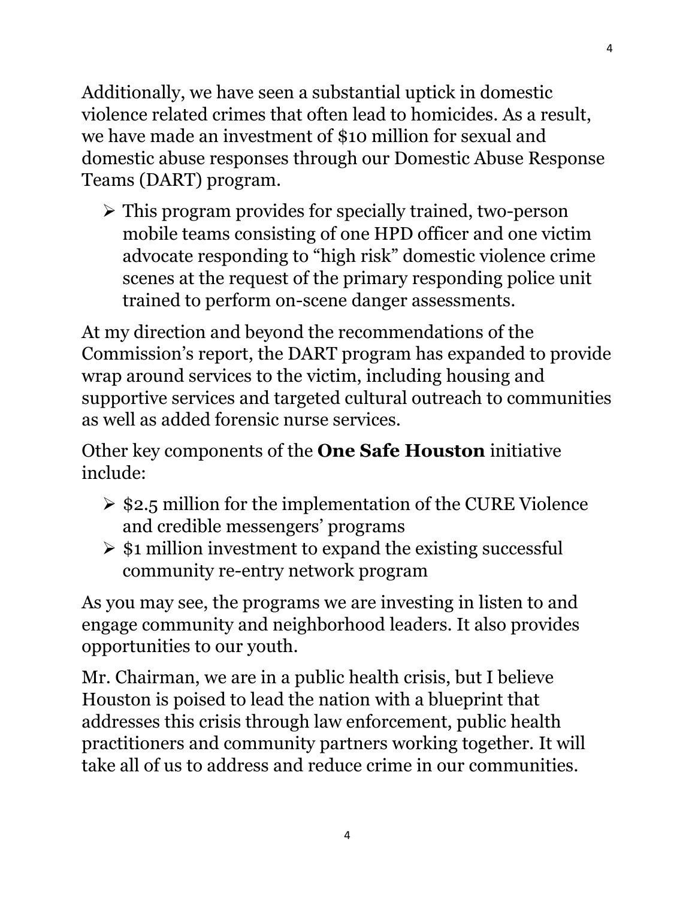Additionally, we have seen a substantial uptick in domestic violence related crimes that often lead to homicides. As a result, we have made an investment of $10 million for sexual and domestic abuse responses through our Domestic Abuse Response Teams (DART) program.

- This program provides for specially trained, two-person mobile teams consisting of one HPD officer and one victim advocate responding to "high risk" domestic violence crime scenes at the request of the primary responding police unit trained to perform on-scene danger assessments.

At my direction and beyond the recommendations of the Commission's report, the DART program has expanded to provide wrap around services to the victim, including housing and supportive services and targeted cultural outreach to communities as well as added forensic nurse services.

Other key components of the **One Safe Houston** initiative include:

- $2.5 million for the implementation of the CURE Violence and credible messengers' programs
- $1 million investment to expand the existing successful community re-entry network program

As you may see, the programs we are investing in listen to and engage community and neighborhood leaders. It also provides opportunities to our youth.

Mr. Chairman, we are in a public health crisis, but I believe Houston is poised to lead the nation with a blueprint that addresses this crisis through law enforcement, public health practitioners and community partners working together. It will take all of us to address and reduce crime in our communities.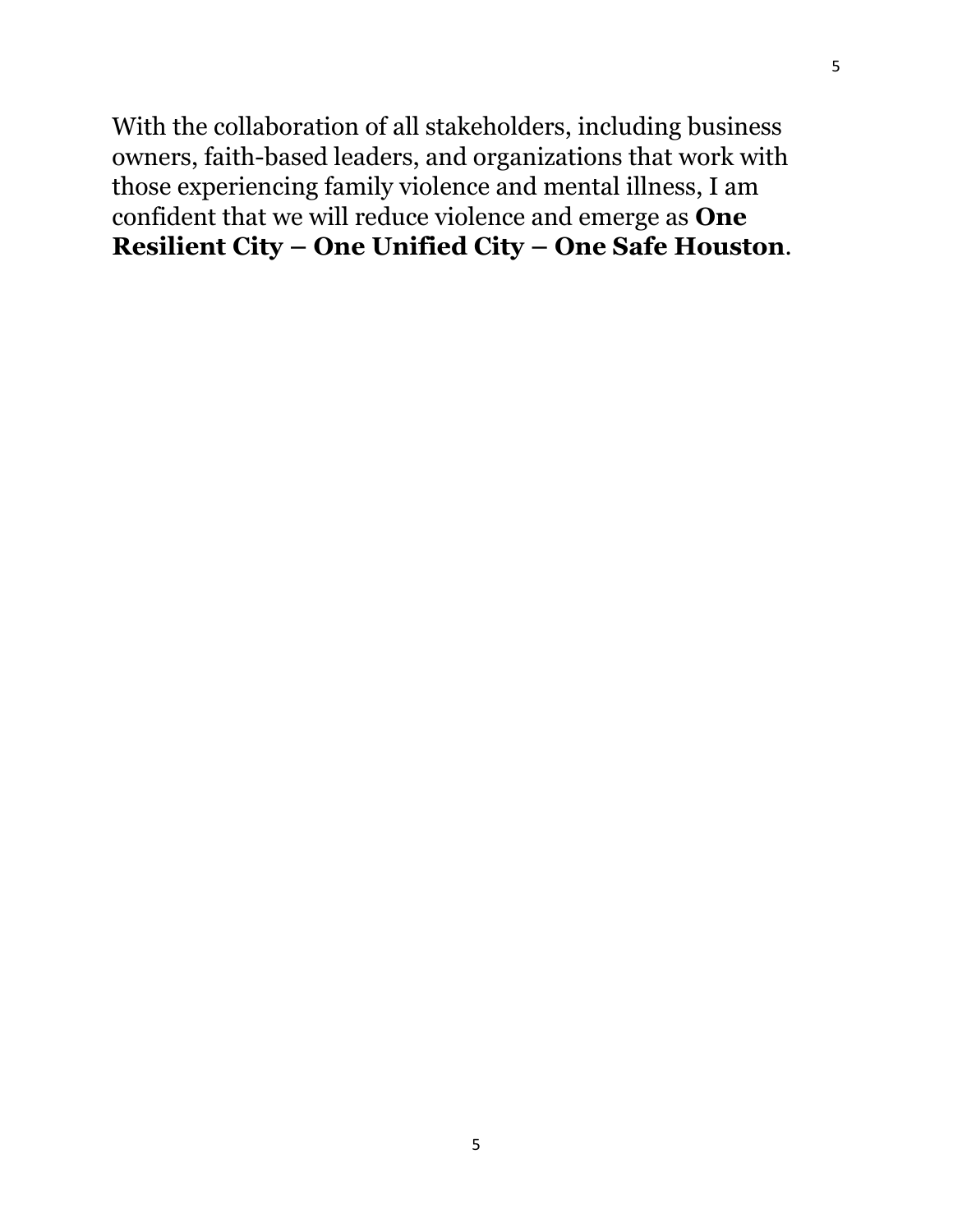With the collaboration of all stakeholders, including business owners, faith-based leaders, and organizations that work with those experiencing family violence and mental illness, I am confident that we will reduce violence and emerge as **One Resilient City – One Unified City – One Safe Houston**.